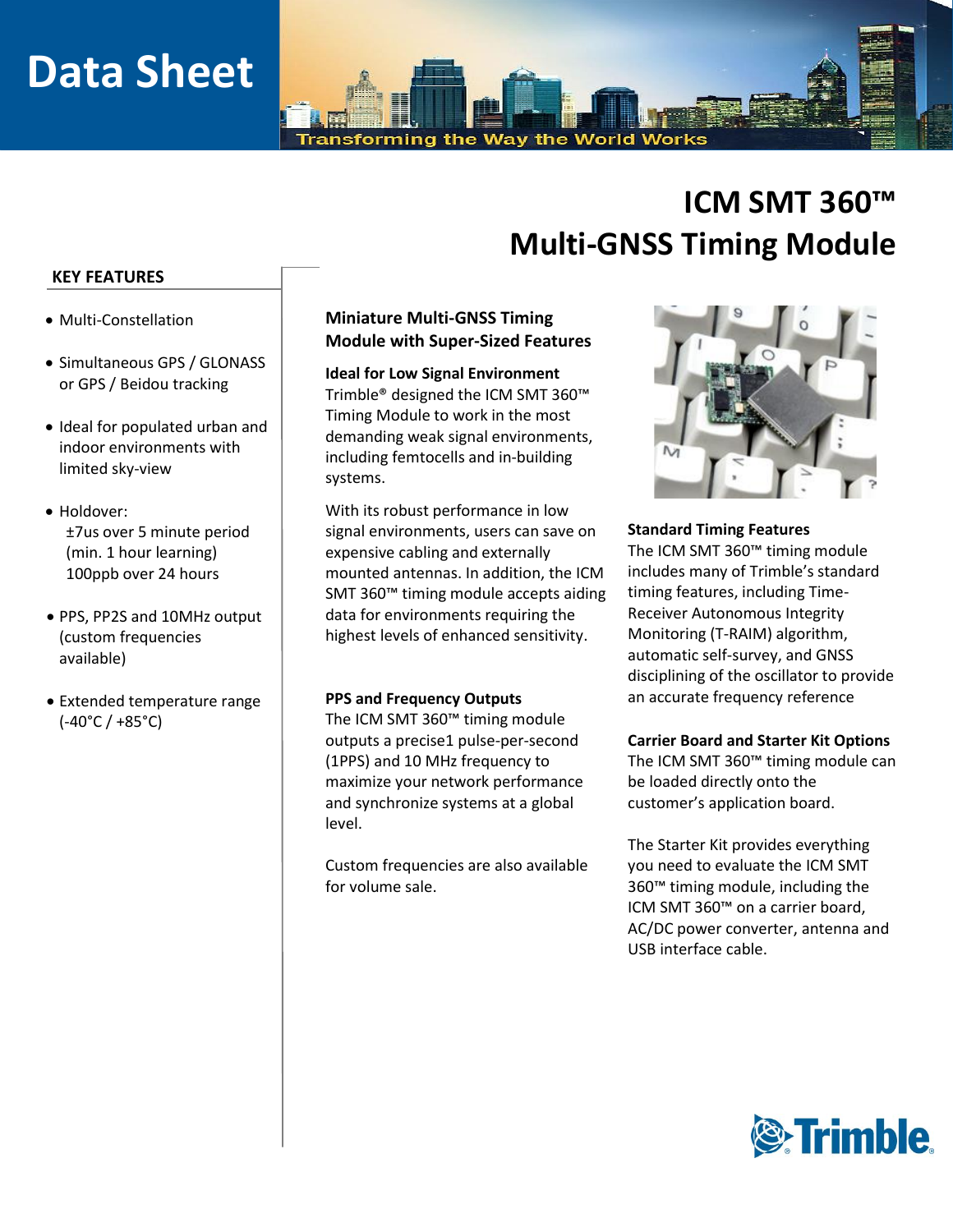# Data Sheet

Transforming the Way the World Works

# ICM SMT 360™ Multi-GNSS Timing Module

## KEY FEATURES

- Multi-Constellation
- Simultaneous GPS / GLONASS or GPS / Beidou tracking
- Ideal for populated urban and indoor environments with limited sky-view
- Holdover:
  ±7us over 5 minute period (min. 1 hour learning)
  100ppb over 24 hours
- PPS, PP2S and 10MHz output (custom frequencies available)
- Extended temperature range (-40°C / +85°C)

## Miniature Multi-GNSS Timing Module with Super-Sized Features

### Ideal for Low Signal Environment

Trimble® designed the ICM SMT 360™ Timing Module to work in the most demanding weak signal environments, including femtocells and in-building systems.

With its robust performance in low signal environments, users can save on expensive cabling and externally mounted antennas. In addition, the ICM SMT 360™ timing module accepts aiding data for environments requiring the highest levels of enhanced sensitivity.

### PPS and Frequency Outputs

The ICM SMT 360™ timing module outputs a precise1 pulse-per-second (1PPS) and 10 MHz frequency to maximize your network performance and synchronize systems at a global level.

Custom frequencies are also available for volume sale.

### Standard Timing Features

The ICM SMT 360™ timing module includes many of Trimble's standard timing features, including Time-Receiver Autonomous Integrity Monitoring (T-RAIM) algorithm, automatic self-survey, and GNSS disciplining of the oscillator to provide an accurate frequency reference

### Carrier Board and Starter Kit Options

The ICM SMT 360™ timing module can be loaded directly onto the customer's application board.

The Starter Kit provides everything you need to evaluate the ICM SMT 360™ timing module, including the ICM SMT 360™ on a carrier board, AC/DC power converter, antenna and USB interface cable.

Trimble.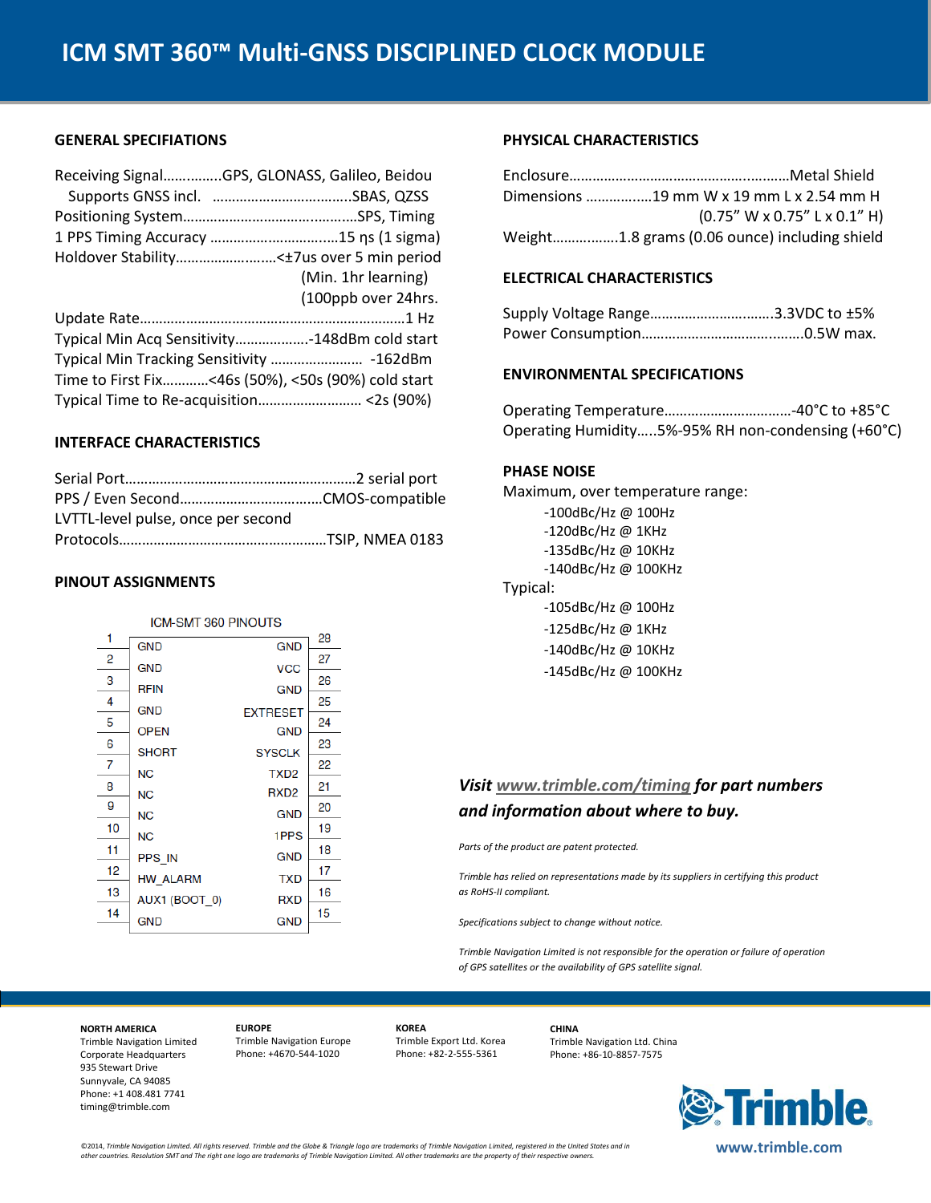# ICM SMT 360™ Multi-GNSS DISCIPLINED CLOCK MODULE

## GENERAL SPECIFIATIONS

Receiving Signal…………..GPS, GLONASS, Galileo, Beidou
Supports GNSS incl. ………………………………SBAS, QZSS
Positioning System………………………………………SPS, Timing
1 PPS Timing Accuracy ……………………………15 ηs (1 sigma)
Holdover Stability……………………..<±7us over 5 min period
(Min. 1hr learning)
(100ppb over 24hrs.
Update Rate…………………………………………………………1 Hz
Typical Min Acq Sensitivity……………….-148dBm cold start
Typical Min Tracking Sensitivity …………………… -162dBm
Time to First Fix………..<46s (50%), <50s (90%) cold start
Typical Time to Re-acquisition……………………… <2s (90%)

## INTERFACE CHARACTERISTICS

Serial Port……………………………………………………2 serial port
PPS / Even Second………………………………CMOS-compatible
LVTTL-level pulse, once per second
Protocols………………………………………………TSIP, NMEA 0183

## PINOUT ASSIGNMENTS

ICM-SMT 360 PINOUTS

| Pin | Signal | Signal | Pin |
|---|---|---|---|
| 1 | GND | GND | 28 |
| 2 | GND | VCC | 27 |
| 3 | RFIN | GND | 26 |
| 4 | GND | EXTRESET | 25 |
| 5 | OPEN | GND | 24 |
| 6 | SHORT | SYSCLK | 23 |
| 7 | NC | TXD2 | 22 |
| 8 | NC | RXD2 | 21 |
| 9 | NC | GND | 20 |
| 10 | NC | 1PPS | 19 |
| 11 | PPS_IN | GND | 18 |
| 12 | HW_ALARM | TXD | 17 |
| 13 | AUX1 (BOOT_0) | RXD | 16 |
| 14 | GND | GND | 15 |

## PHYSICAL CHARACTERISTICS

Enclosure………………………………………………….Metal Shield
Dimensions ……………..19 mm W x 19 mm L x 2.54 mm H
(0.75" W x 0.75" L x 0.1" H)
Weight……………..1.8 grams (0.06 ounce) including shield

## ELECTRICAL CHARACTERISTICS

Supply Voltage Range…………………………..3.3VDC to ±5%
Power Consumption……………………………………0.5W max.

## ENVIRONMENTAL SPECIFICATIONS

Operating Temperature……………………………-40°C to +85°C
Operating Humidity…..5%-95% RH non-condensing (+60°C)

## PHASE NOISE

Maximum, over temperature range:

- -100dBc/Hz @ 100Hz
- -120dBc/Hz @ 1KHz
- -135dBc/Hz @ 10KHz
- -140dBc/Hz @ 100KHz

Typical:

- -105dBc/Hz @ 100Hz
- -125dBc/Hz @ 1KHz
- -140dBc/Hz @ 10KHz
- -145dBc/Hz @ 100KHz

***Visit www.trimble.com/timing for part numbers and information about where to buy.***

*Parts of the product are patent protected.*

*Trimble has relied on representations made by its suppliers in certifying this product as RoHS-II compliant.*

*Specifications subject to change without notice.*

*Trimble Navigation Limited is not responsible for the operation or failure of operation of GPS satellites or the availability of GPS satellite signal.*

**NORTH AMERICA**
Trimble Navigation Limited
Corporate Headquarters
935 Stewart Drive
Sunnyvale, CA 94085
Phone: +1 408.481 7741
timing@trimble.com

**EUROPE**
Trimble Navigation Europe
Phone: +4670-544-1020

**KOREA**
Trimble Export Ltd. Korea
Phone: +82-2-555-5361

**CHINA**
Trimble Navigation Ltd. China
Phone: +86-10-8857-7575

Trimble
www.trimble.com

©2014, Trimble Navigation Limited. All rights reserved. Trimble and the Globe & Triangle logo are trademarks of Trimble Navigation Limited, registered in the United States and in other countries. Resolution SMT and The right one logo are trademarks of Trimble Navigation Limited. All other trademarks are the property of their respective owners.